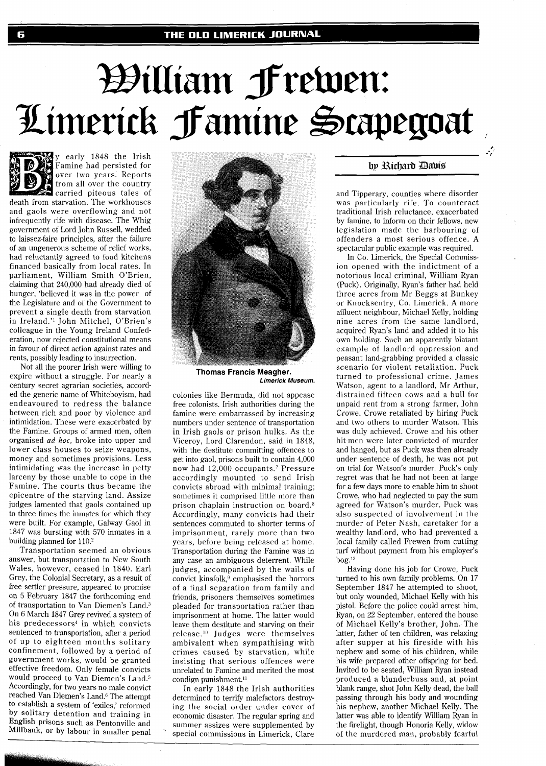# William Frewen: Limerick Famine Scapegoat

by Richard Davis

By early 1848 the Irish Famine had persisted for over two years. Reports from all over the country carried piteous tales of death from starvation. The workhouses and gaols were overflowing and not infrequently rife with disease. The Whig government of Lord John Russell, wedded to laissez-faire principles, after the failure of an ungenerous scheme of relief works, had reluctantly agreed to food kitchens financed basically from local rates. In parliament, William Smith O'Brien, claiming that 240,000 had already died of hunger, 'believed it was in the power of the Legislature and of the Government to prevent a single death from starvation in Ireland.'[1] John Mitchel, O'Brien's colleague in the Young Ireland Confederation, now rejected constitutional means in favour of direct action against rates and rents, possibly leading to insurrection.

Not all the poorer Irish were willing to expire without a struggle. For nearly a century secret agrarian societies, accorded the generic name of Whiteboyism, had endeavoured to redress the balance between rich and poor by violence and intimidation. These were exacerbated by the Famine. Groups of armed men, often organised *ad hoc*, broke into upper and lower class houses to seize weapons, money and sometimes provisions. Less intimidating was the increase in petty larceny by those unable to cope in the Famine. The courts thus became the epicentre of the starving land. Assize judges lamented that gaols contained up to three times the inmates for which they were built. For example, Galway Gaol in 1847 was bursting with 570 inmates in a building planned for 110.[2]

Transportation seemed an obvious answer, but transportation to New South Wales, however, ceased in 1840. Earl Grey, the Colonial Secretary, as a result of free settler pressure, appeared to promise on 5 February 1847 the forthcoming end of transportation to Van Diemen's Land.[3] On 6 March 1847 Grey revived a system of his predecessors[4] in which convicts sentenced to transportation, after a period of up to eighteen months solitary confinement, followed by a period of government works, would be granted effective freedom. Only female convicts would proceed to Van Diemen's Land.[5] Accordingly, for two years no male convict reached Van Diemen's Land.[6] The attempt to establish a system of 'exiles,' reformed by solitary detention and training in English prisons such as Pentonville and Millbank, or by labour in smaller penal colonies like Bermuda, did not appease free colonists. Irish authorities during the famine were embarrassed by increasing numbers under sentence of transportation in Irish gaols or prison hulks. As the Viceroy, Lord Clarendon, said in 1848, with the destitute committing offences to get into gaol, prisons built to contain 4,000 now had 12,000 occupants.[7] Pressure accordingly mounted to send Irish convicts abroad with minimal training; sometimes it comprised little more than prison chaplain instruction on board.[8] Accordingly, many convicts had their sentences commuted to shorter terms of imprisonment, rarely more than two years, before being released at home. Transportation during the Famine was in any case an ambiguous deterrent. While judges, accompanied by the wails of convict kinsfolk,[9] emphasised the horrors of a final separation from family and friends, prisoners themselves sometimes pleaded for transportation rather than imprisonment at home. The latter would leave them destitute and starving on their release.[10] Judges were themselves ambivalent when sympathising with crimes caused by starvation, while insisting that serious offences were unrelated to Famine and merited the most condign punishment.[11]

**Thomas Francis Meagher.**
*Limerick Museum.*

In early 1848 the Irish authorities determined to terrify malefactors destroying the social order under cover of economic disaster. The regular spring and summer assizes were supplemented by special commissions in Limerick, Clare and Tipperary, counties where disorder was particularly rife. To counteract traditional Irish reluctance, exacerbated by famine, to inform on their fellows, new legislation made the harbouring of offenders a most serious offence. A spectacular public example was required.

In Co. Limerick, the Special Commission opened with the indictment of a notorious local criminal, William Ryan (Puck). Originally, Ryan's father had held three acres from Mr Beggs at Bunkey or Knocksentry, Co. Limerick. A more affluent neighbour, Michael Kelly, holding nine acres from the same landlord, acquired Ryan's land and added it to his own holding. Such an apparently blatant example of landlord oppression and peasant land-grabbing provided a classic scenario for violent retaliation. Puck turned to professional crime. James Watson, agent to a landlord, Mr Arthur, distrained fifteen cows and a bull for unpaid rent from a strong farmer, John Crowe. Crowe retaliated by hiring Puck and two others to murder Watson. This was duly achieved. Crowe and his other hit-men were later convicted of murder and hanged, but as Puck was then already under sentence of death, he was not put on trial for Watson's murder. Puck's only regret was that he had not been at large for a few days more to enable him to shoot Crowe, who had neglected to pay the sum agreed for Watson's murder. Puck was also suspected of involvement in the murder of Peter Nash, caretaker for a wealthy landlord, who had prevented a local family called Frewen from cutting turf without payment from his employer's bog.[12]

Having done his job for Crowe, Puck turned to his own family problems. On 17 September 1847 he attempted to shoot, but only wounded, Michael Kelly with his pistol. Before the police could arrest him, Ryan, on 22 September, entered the house of Michael Kelly's brother, John. The latter, father of ten children, was relaxing after supper at his fireside with his nephew and some of his children, while his wife prepared other offspring for bed. Invited to be seated, William Ryan instead produced a blunderbuss and, at point blank range, shot John Kelly dead, the ball passing through his body and wounding his nephew, another Michael Kelly. The latter was able to identify William Ryan in the firelight, though Honoria Kelly, widow of the murdered man, probably fearful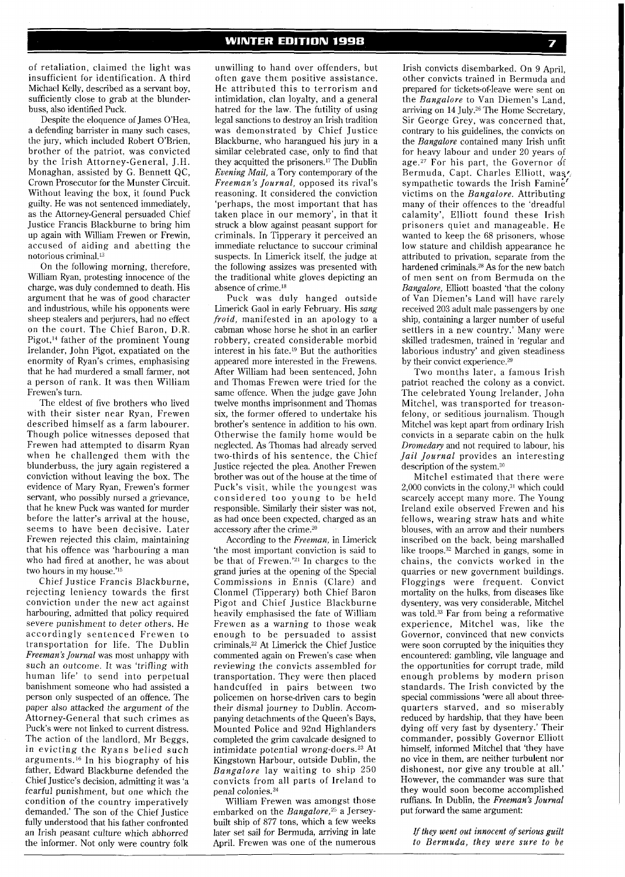of retaliation, claimed the light was insufficient for identification. A third Michael Kelly, described as a servant boy, sufficiently close to grab at the blunderbuss, also identified Puck.

Despite the eloquence of James O'Hea, a defending barrister in many such cases, the jury, which included Robert O'Brien, brother of the patriot, was convicted by the Irish Attorney-General, J.H. Monaghan, assisted by G. Bennett QC, Crown Prosecutor for the Munster Circuit. Without leaving the box, it found Puck guilty. He was not sentenced immediately, as the Attorney-General persuaded Chief Justice Francis Blackburne to bring him up again with William Frewen or Frewin, accused of aiding and abetting the notorious criminal.[13]

On the following morning, therefore, William Ryan, protesting innocence of the charge, was duly condemned to death. His argument that he was of good character and industrious, while his opponents were sheep stealers and perjurers, had no effect on the court. The Chief Baron, D.R. Pigot,[14] father of the prominent Young Irelander, John Pigot, expatiated on the enormity of Ryan's crimes, emphasising that he had murdered a small farmer, not a person of rank. It was then William Frewen's turn.

The eldest of five brothers who lived with their sister near Ryan, Frewen described himself as a farm labourer. Though police witnesses deposed that Frewen had attempted to disarm Ryan when he challenged them with the blunderbuss, the jury again registered a conviction without leaving the box. The evidence of Mary Ryan, Frewen's former servant, who possibly nursed a grievance, that he knew Puck was wanted for murder before the latter's arrival at the house, seems to have been decisive. Later Frewen rejected this claim, maintaining that his offence was 'harbouring a man who had fired at another, he was about two hours in my house.'[15]

Chief Justice Francis Blackburne, rejecting leniency towards the first conviction under the new act against harbouring, admitted that policy required severe punishment to deter others. He accordingly sentenced Frewen to transportation for life. The Dublin *Freeman's Journal* was most unhappy with such an outcome. It was 'trifling with human life' to send into perpetual banishment someone who had assisted a person only suspected of an offence. The paper also attacked the argument of the Attorney-General that such crimes as Puck's were not linked to current distress. The action of the landlord, Mr Beggs, in evicting the Ryans belied such arguments.[16] In his biography of his father, Edward Blackburne defended the Chief Justice's decision, admitting it was 'a fearful punishment, but one which the condition of the country imperatively demanded.' The son of the Chief Justice fully understood that his father confronted an Irish peasant culture which abhorred the informer. Not only were country folk unwilling to hand over offenders, but often gave them positive assistance. He attributed this to terrorism and intimidation, clan loyalty, and a general hatred for the law. The futility of using legal sanctions to destroy an Irish tradition was demonstrated by Chief Justice Blackburne, who harangued his jury in a similar celebrated case, only to find that they acquitted the prisoners.[17] The Dublin *Evening Mail*, a Tory contemporary of the *Freeman's Journal*, opposed its rival's reasoning. It considered the conviction 'perhaps, the most important that has taken place in our memory', in that it struck a blow against peasant support for criminals. In Tipperary it perceived an immediate reluctance to succour criminal suspects. In Limerick itself, the judge at the following assizes was presented with the traditional white gloves depicting an absence of crime.[18]

Puck was duly hanged outside Limerick Gaol in early February. His *sang froid*, manifested in an apology to a cabman whose horse he shot in an earlier robbery, created considerable morbid interest in his fate.[19] But the authorities appeared more interested in the Frewens. After William had been sentenced, John and Thomas Frewen were tried for the same offence. When the judge gave John twelve months imprisonment and Thomas six, the former offered to undertake his brother's sentence in addition to his own. Otherwise the family home would be neglected. As Thomas had already served two-thirds of his sentence, the Chief Justice rejected the plea. Another Frewen brother was out of the house at the time of Puck's visit, while the youngest was considered too young to be held responsible. Similarly their sister was not, as had once been expected, charged as an accessory after the crime.[20]

According to the *Freeman*, in Limerick 'the most important conviction is said to be that of Frewen.'[21] In charges to the grand juries at the opening of the Special Commissions in Ennis (Clare) and Clonmel (Tipperary) both Chief Baron Pigot and Chief Justice Blackburne heavily emphasised the fate of William Frewen as a warning to those weak enough to be persuaded to assist criminals.[22] At Limerick the Chief Justice commented again on Frewen's case when reviewing the convicts assembled for transportation. They were then placed handcuffed in pairs between two policemen on horse-driven cars to begin their dismal journey to Dublin. Accompanying detachments of the Queen's Bays, Mounted Police and 92nd Highlanders completed the grim cavalcade designed to intimidate potential wrong-doers.[23] At Kingstown Harbour, outside Dublin, the *Bangalore* lay waiting to ship 250 convicts from all parts of Ireland to penal colonies.[24]

William Frewen was amongst those embarked on the *Bangalore*,[25] a Jersey-built ship of 877 tons, which a few weeks later set sail for Bermuda, arriving in late April. Frewen was one of the numerous Irish convicts disembarked. On 9 April, other convicts trained in Bermuda and prepared for tickets-of-leave were sent on the *Bangalore* to Van Diemen's Land, arriving on 14 July.[26] The Home Secretary, Sir George Grey, was concerned that, contrary to his guidelines, the convicts on the *Bangalore* contained many Irish unfit for heavy labour and under 20 years of age.[27] For his part, the Governor of Bermuda, Capt. Charles Elliott, was sympathetic towards the Irish Famine victims on the *Bangalore*. Attributing many of their offences to the 'dreadful calamity', Elliott found these Irish prisoners quiet and manageable. He wanted to keep the 68 prisoners, whose low stature and childish appearance he attributed to privation, separate from the hardened criminals.[28] As for the new batch of men sent on from Bermuda on the *Bangalore*, Elliott boasted 'that the colony of Van Diemen's Land will have rarely received 203 adult male passengers by one ship, containing a larger number of useful settlers in a new country.' Many were skilled tradesmen, trained in 'regular and laborious industry' and given steadiness by their convict experience.[29]

Two months later, a famous Irish patriot reached the colony as a convict. The celebrated Young Irelander, John Mitchel, was transported for treason-felony, or seditious journalism. Though Mitchel was kept apart from ordinary Irish convicts in a separate cabin on the hulk *Dromedary* and not required to labour, his *Jail Journal* provides an interesting description of the system.[30]

Mitchel estimated that there were 2,000 convicts in the colony,[31] which could scarcely accept many more. The Young Ireland exile observed Frewen and his fellows, wearing straw hats and white blouses, with an arrow and their numbers inscribed on the back, being marshalled like troops.[32] Marched in gangs, some in chains, the convicts worked in the quarries or new government buildings. Floggings were frequent. Convict mortality on the hulks, from diseases like dysentery, was very considerable, Mitchel was told.[33] Far from being a reformative experience, Mitchel was, like the Governor, convinced that new convicts were soon corrupted by the iniquities they encountered: gambling, vile language and the opportunities for corrupt trade, mild enough problems by modern prison standards. The Irish convicted by the special commissions 'were all about three-quarters starved, and so miserably reduced by hardship, that they have been dying off very fast by dysentery.' Their commander, possibly Governor Elliott himself, informed Mitchel that 'they have no vice in them, are neither turbulent nor dishonest, nor give any trouble at all.' However, the commander was sure that they would soon become accomplished ruffians. In Dublin, the *Freeman's Journal* put forward the same argument:

> *If they went out innocent of serious guilt to Bermuda, they were sure to be*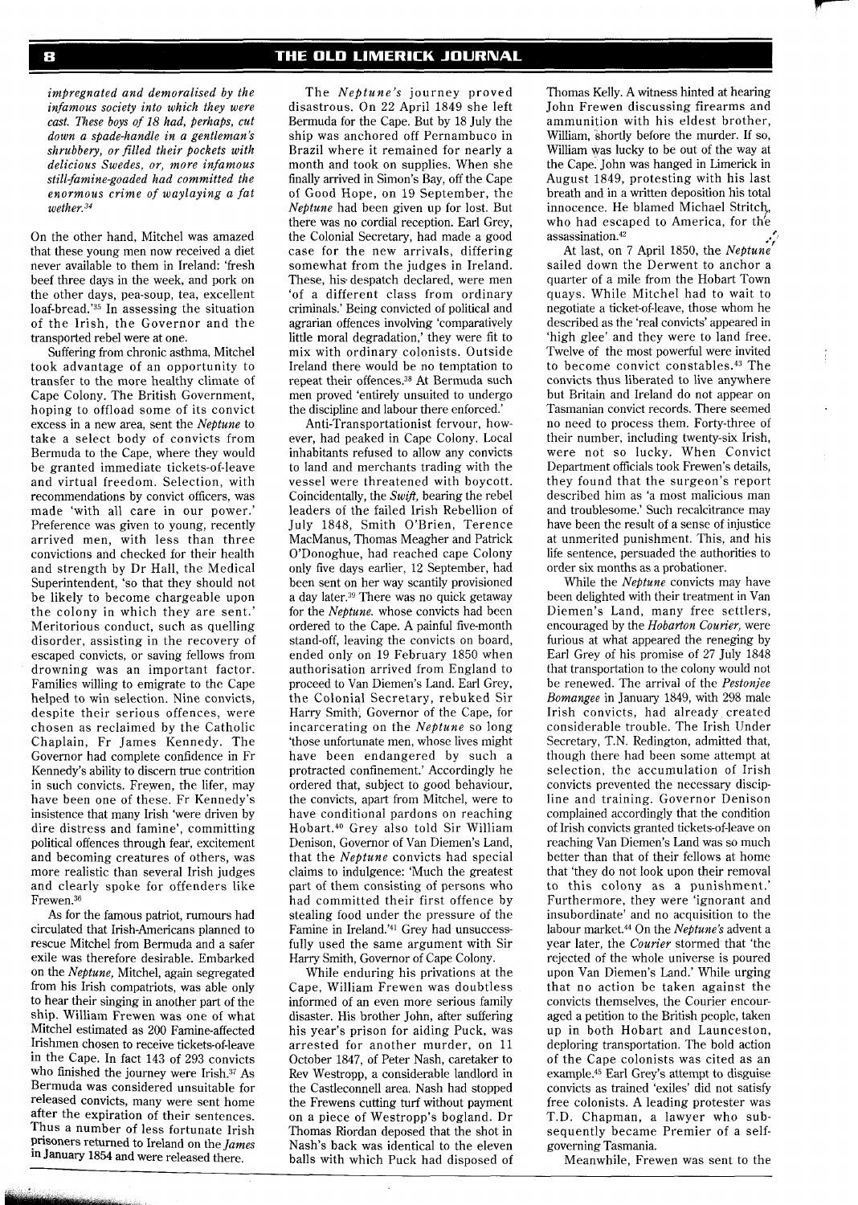*impregnated and demoralised by the infamous society into which they were cast. These boys of 18 had, perhaps, cut down a spade-handle in a gentleman's shrubbery, or filled their pockets with delicious Swedes, or, more infamous still-famine-goaded had committed the enormous crime of waylaying a fat wether.*[34]

On the other hand, Mitchel was amazed that these young men now received a diet never available to them in Ireland: 'fresh beef three days in the week, and pork on the other days, pea-soup, tea, excellent loaf-bread.'[35] In assessing the situation of the Irish, the Governor and the transported rebel were at one.

Suffering from chronic asthma, Mitchel took advantage of an opportunity to transfer to the more healthy climate of Cape Colony. The British Government, hoping to offload some of its convict excess in a new area, sent the *Neptune* to take a select body of convicts from Bermuda to the Cape, where they would be granted immediate tickets-of-leave and virtual freedom. Selection, with recommendations by convict officers, was made 'with all care in our power.' Preference was given to young, recently arrived men, with less than three convictions and checked for their health and strength by Dr Hall, the Medical Superintendent, 'so that they should not be likely to become chargeable upon the colony in which they are sent.' Meritorious conduct, such as quelling disorder, assisting in the recovery of escaped convicts, or saving fellows from drowning was an important factor. Families willing to emigrate to the Cape helped to win selection. Nine convicts, despite their serious offences, were chosen as reclaimed by the Catholic Chaplain, Fr James Kennedy. The Governor had complete confidence in Fr Kennedy's ability to discern true contrition in such convicts. Frewen, the lifer, may have been one of these. Fr Kennedy's insistence that many Irish 'were driven by dire distress and famine', committing political offences through fear, excitement and becoming creatures of others, was more realistic than several Irish judges and clearly spoke for offenders like Frewen.[36]

As for the famous patriot, rumours had circulated that Irish-Americans planned to rescue Mitchel from Bermuda and a safer exile was therefore desirable. Embarked on the *Neptune,* Mitchel, again segregated from his Irish compatriots, was able only to hear their singing in another part of the ship. William Frewen was one of what Mitchel estimated as 200 Famine-affected Irishmen chosen to receive tickets-of-leave in the Cape. In fact 143 of 293 convicts who finished the journey were Irish.[37] As Bermuda was considered unsuitable for released convicts, many were sent home after the expiration of their sentences. Thus a number of less fortunate Irish prisoners returned to Ireland on the *James* in January 1854 and were released there.

The *Neptune's* journey proved disastrous. On 22 April 1849 she left Bermuda for the Cape. But by 18 July the ship was anchored off Pernambuco in Brazil where it remained for nearly a month and took on supplies. When she finally arrived in Simon's Bay, off the Cape of Good Hope, on 19 September, the *Neptune* had been given up for lost. But there was no cordial reception. Earl Grey, the Colonial Secretary, had made a good case for the new arrivals, differing somewhat from the judges in Ireland. These, his despatch declared, were men 'of a different class from ordinary criminals.' Being convicted of political and agrarian offences involving 'comparatively little moral degradation,' they were fit to mix with ordinary colonists. Outside Ireland there would be no temptation to repeat their offences.[38] At Bermuda such men proved 'entirely unsuited to undergo the discipline and labour there enforced.'

Anti-Transportationist fervour, however, had peaked in Cape Colony. Local inhabitants refused to allow any convicts to land and merchants trading with the vessel were threatened with boycott. Coincidentally, the *Swift,* bearing the rebel leaders of the failed Irish Rebellion of July 1848, Smith O'Brien, Terence MacManus, Thomas Meagher and Patrick O'Donoghue, had reached cape Colony only five days earlier, 12 September, had been sent on her way scantily provisioned a day later.[39] There was no quick getaway for the *Neptune,* whose convicts had been ordered to the Cape. A painful five-month stand-off, leaving the convicts on board, ended only on 19 February 1850 when authorisation arrived from England to proceed to Van Diemen's Land. Earl Grey, the Colonial Secretary, rebuked Sir Harry Smith, Governor of the Cape, for incarcerating on the *Neptune* so long 'those unfortunate men, whose lives might have been endangered by such a protracted confinement.' Accordingly he ordered that, subject to good behaviour, the convicts, apart from Mitchel, were to have conditional pardons on reaching Hobart.[40] Grey also told Sir William Denison, Governor of Van Diemen's Land, that the *Neptune* convicts had special claims to indulgence: 'Much the greatest part of them consisting of persons who had committed their first offence by stealing food under the pressure of the Famine in Ireland.'[41] Grey had unsuccessfully used the same argument with Sir Harry Smith, Governor of Cape Colony.

While enduring his privations at the Cape, William Frewen was doubtless informed of an even more serious family disaster. His brother John, after suffering his year's prison for aiding Puck, was arrested for another murder, on 11 October 1847, of Peter Nash, caretaker to Rev Westropp, a considerable landlord in the Castleconnell area. Nash had stopped the Frewens cutting turf without payment on a piece of Westropp's bogland. Dr Thomas Riordan deposed that the shot in Nash's back was identical to the eleven balls with which Puck had disposed of Thomas Kelly. A witness hinted at hearing John Frewen discussing firearms and ammunition with his eldest brother, William, shortly before the murder. If so, William was lucky to be out of the way at the Cape. John was hanged in Limerick in August 1849, protesting with his last breath and in a written deposition his total innocence. He blamed Michael Stritch, who had escaped to America, for the assassination.[42]

At last, on 7 April 1850, the *Neptune* sailed down the Derwent to anchor a quarter of a mile from the Hobart Town quays. While Mitchel had to wait to negotiate a ticket-of-leave, those whom he described as the 'real convicts' appeared in 'high glee' and they were to land free. Twelve of the most powerful were invited to become convict constables.[43] The convicts thus liberated to live anywhere but Britain and Ireland do not appear on Tasmanian convict records. There seemed no need to process them. Forty-three of their number, including twenty-six Irish, were not so lucky. When Convict Department officials took Frewen's details, they found that the surgeon's report described him as 'a most malicious man and troublesome.' Such recalcitrance may have been the result of a sense of injustice at unmerited punishment. This, and his life sentence, persuaded the authorities to order six months as a probationer.

While the *Neptune* convicts may have been delighted with their treatment in Van Diemen's Land, many free settlers, encouraged by the *Hobarton Courier,* were furious at what appeared the reneging by Earl Grey of his promise of 27 July 1848 that transportation to the colony would not be renewed. The arrival of the *Pestonjee Bomangee* in January 1849, with 298 male Irish convicts, had already created considerable trouble. The Irish Under Secretary, T.N. Redington, admitted that, though there had been some attempt at selection, the accumulation of Irish convicts prevented the necessary discipline and training. Governor Denison complained accordingly that the condition of Irish convicts granted tickets-of-leave on reaching Van Diemen's Land was so much better than that of their fellows at home that 'they do not look upon their removal to this colony as a punishment.' Furthermore, they were 'ignorant and insubordinate' and no acquisition to the labour market.[44] On the *Neptune's* advent a year later, the *Courier* stormed that 'the rejected of the whole universe is poured upon Van Diemen's Land.' While urging that no action be taken against the convicts themselves, the Courier encouraged a petition to the British people, taken up in both Hobart and Launceston, deploring transportation. The bold action of the Cape colonists was cited as an example.[45] Earl Grey's attempt to disguise convicts as trained 'exiles' did not satisfy free colonists. A leading protester was T.D. Chapman, a lawyer who subsequently became Premier of a self-governing Tasmania.

Meanwhile, Frewen was sent to the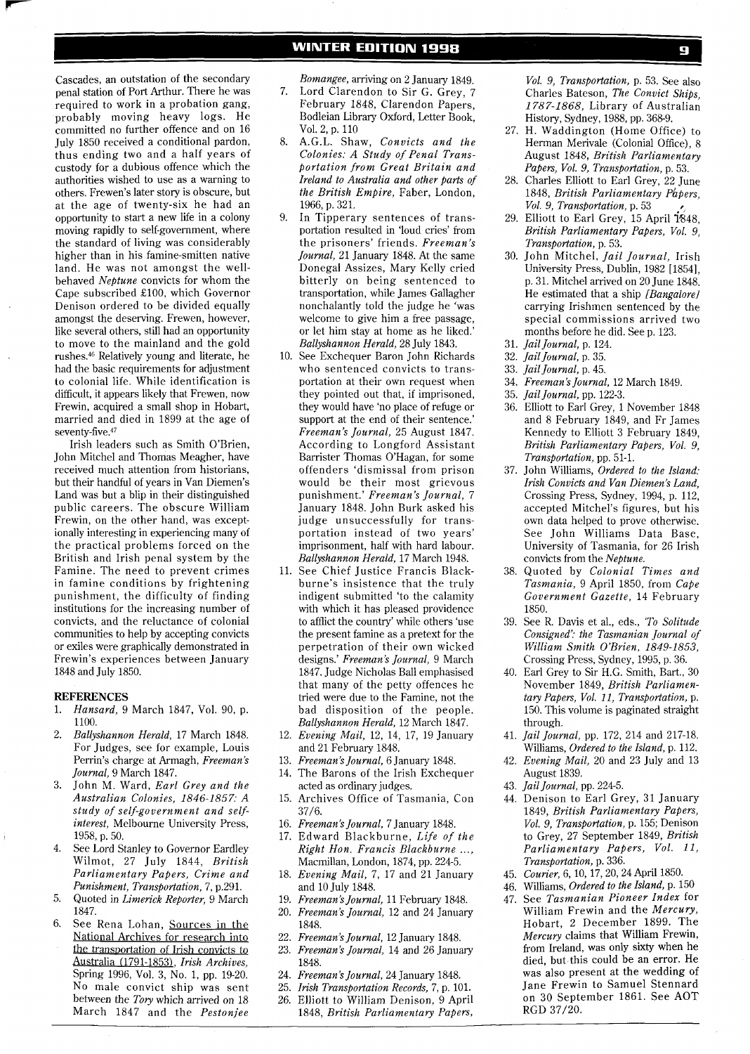Cascades, an outstation of the secondary penal station of Port Arthur. There he was required to work in a probation gang, probably moving heavy logs. He committed no further offence and on 16 July 1850 received a conditional pardon, thus ending two and a half years of custody for a dubious offence which the authorities wished to use as a warning to others. Frewen's later story is obscure, but at the age of twenty-six he had an opportunity to start a new life in a colony moving rapidly to self-government, where the standard of living was considerably higher than in his famine-smitten native land. He was not amongst the well-behaved *Neptune* convicts for whom the Cape subscribed £100, which Governor Denison ordered to be divided equally amongst the deserving. Frewen, however, like several others, still had an opportunity to move to the mainland and the gold rushes.[46] Relatively young and literate, he had the basic requirements for adjustment to colonial life. While identification is difficult, it appears likely that Frewen, now Frewin, acquired a small shop in Hobart, married and died in 1899 at the age of seventy-five.[47]

Irish leaders such as Smith O'Brien, John Mitchel and Thomas Meagher, have received much attention from historians, but their handful of years in Van Diemen's Land was but a blip in their distinguished public careers. The obscure William Frewin, on the other hand, was exceptionally interesting in experiencing many of the practical problems forced on the British and Irish penal system by the Famine. The need to prevent crimes in famine conditions by frightening punishment, the difficulty of finding institutions for the increasing number of convicts, and the reluctance of colonial communities to help by accepting convicts or exiles were graphically demonstrated in Frewin's experiences between January 1848 and July 1850.

## REFERENCES

1. *Hansard*, 9 March 1847, Vol. 90, p. 1100.
2. *Ballyshannon Herald*, 17 March 1848. For Judges, see for example, Louis Perrin's charge at Armagh, *Freeman's Journal*, 9 March 1847.
3. John M. Ward, *Earl Grey and the Australian Colonies, 1846-1857: A study of self-government and self-interest*, Melbourne University Press, 1958, p. 50.
4. See Lord Stanley to Governor Eardley Wilmot, 27 July 1844, *British Parliamentary Papers, Crime and Punishment, Transportation*, 7, p.291.
5. Quoted in *Limerick Reporter*, 9 March 1847.
6. See Rena Lohan, Sources in the National Archives for research into the transportation of Irish convicts to Australia (1791-1853), *Irish Archives*, Spring 1996, Vol. 3, No. 1, pp. 19-20. No male convict ship was sent between the *Tory* which arrived on 18 March 1847 and the *Pestonjee Bomangee*, arriving on 2 January 1849.
7. Lord Clarendon to Sir G. Grey, 7 February 1848, Clarendon Papers, Bodleian Library Oxford, Letter Book, Vol. 2, p. 110
8. A.G.L. Shaw, *Convicts and the Colonies: A Study of Penal Transportation from Great Britain and Ireland to Australia and other parts of the British Empire*, Faber, London, 1966, p. 321.
9. In Tipperary sentences of transportation resulted in 'loud cries' from the prisoners' friends. *Freeman's Journal*, 21 January 1848. At the same Donegal Assizes, Mary Kelly cried bitterly on being sentenced to transportation, while James Gallagher nonchalantly told the judge he 'was welcome to give him a free passage, or let him stay at home as he liked.' *Ballyshannon Herald*, 28 July 1843.
10. See Exchequer Baron John Richards who sentenced convicts to transportation at their own request when they pointed out that, if imprisoned, they would have 'no place of refuge or support at the end of their sentence.' *Freeman's Journal*, 25 August 1847. According to Longford Assistant Barrister Thomas O'Hagan, for some offenders 'dismissal from prison would be their most grievous punishment.' *Freeman's Journal*, 7 January 1848. John Burk asked his judge unsuccessfully for transportation instead of two years' imprisonment, half with hard labour. *Ballyshannon Herald*, 17 March 1848.
11. See Chief Justice Francis Blackburne's insistence that the truly indigent submitted 'to the calamity with which it has pleased providence to afflict the country' while others 'use the present famine as a pretext for the perpetration of their own wicked designs.' *Freeman's Journal*, 9 March 1847. Judge Nicholas Ball emphasised that many of the petty offences he tried were due to the Famine, not the bad disposition of the people. *Ballyshannon Herald*, 12 March 1847.
12. *Evening Mail*, 12, 14, 17, 19 January and 21 February 1848.
13. *Freeman's Journal*, 6 January 1848.
14. The Barons of the Irish Exchequer acted as ordinary judges.
15. Archives Office of Tasmania, Con 37/6.
16. *Freeman's Journal*, 7 January 1848.
17. Edward Blackburne, *Life of the Right Hon. Francis Blackburne ...*, Macmillan, London, 1874, pp. 224-5.
18. *Evening Mail*, 7, 17 and 21 January and 10 July 1848.
19. *Freeman's Journal*, 11 February 1848.
20. *Freeman's Journal*, 12 and 24 January 1848.
22. *Freeman's Journal*, 12 January 1848.
23. *Freeman's Journal*, 14 and 26 January 1848.
24. *Freeman's Journal*, 24 January 1848.
25. *Irish Transportation Records*, 7, p. 101.
26. Elliott to William Denison, 9 April 1848, *British Parliamentary Papers, Vol. 9, Transportation*, p. 53. See also Charles Bateson, *The Convict Ships, 1787-1868*, Library of Australian History, Sydney, 1988, pp. 368-9.
27. H. Waddington (Home Office) to Herman Merivale (Colonial Office), 8 August 1848, *British Parliamentary Papers, Vol. 9, Transportation*, p. 53.
28. Charles Elliott to Earl Grey, 22 June 1848, *British Parliamentary Papers, Vol. 9, Transportation*, p. 53
29. Elliott to Earl Grey, 15 April 1848, *British Parliamentary Papers, Vol. 9, Transportation*, p. 53.
30. John Mitchel, *Jail Journal*, Irish University Press, Dublin, 1982 [1854], p. 31. Mitchel arrived on 20 June 1848. He estimated that a ship *[Bangalore]* carrying Irishmen sentenced by the special commissions arrived two months before he did. See p. 123.
31. *Jail Journal*, p. 124.
32. *Jail Journal*, p. 35.
33. *Jail Journal*, p. 45.
34. *Freeman's Journal*, 12 March 1849.
35. *Jail Journal*, pp. 122-3.
36. Elliott to Earl Grey, 1 November 1848 and 8 February 1849, and Fr James Kennedy to Elliott 3 February 1849, *British Parliamentary Papers, Vol. 9, Transportation*, pp. 51-1.
37. John Williams, *Ordered to the Island: Irish Convicts and Van Diemen's Land*, Crossing Press, Sydney, 1994, p. 112, accepted Mitchel's figures, but his own data helped to prove otherwise. See John Williams Data Base, University of Tasmania, for 26 Irish convicts from the *Neptune*.
38. Quoted by *Colonial Times and Tasmania*, 9 April 1850, from *Cape Government Gazette*, 14 February 1850.
39. See R. Davis et al., eds., *'To Solitude Consigned': the Tasmanian Journal of William Smith O'Brien, 1849-1853*, Crossing Press, Sydney, 1995, p. 36.
40. Earl Grey to Sir H.G. Smith, Bart., 30 November 1849, *British Parliamentary Papers, Vol. 11, Transportation*, p. 150. This volume is paginated straight through.
41. *Jail Journal*, pp. 172, 214 and 217-18. Williams, *Ordered to the Island*, p. 112.
42. *Evening Mail*, 20 and 23 July and 13 August 1839.
43. *Jail Journal*, pp. 224-5.
44. Denison to Earl Grey, 31 January 1849, *British Parliamentary Papers, Vol. 9, Transportation*, p. 155; Denison to Grey, 27 September 1849, *British Parliamentary Papers, Vol. 11, Transportation*, p. 336.
45. *Courier*, 6, 10, 17, 20, 24 April 1850.
46. Williams, *Ordered to the Island*, p. 150
47. See *Tasmanian Pioneer Index* for William Frewin and the *Mercury*, Hobart, 2 December 1899. The *Mercury* claims that William Frewin, from Ireland, was only sixty when he died, but this could be an error. He was also present at the wedding of Jane Frewin to Samuel Stennard on 30 September 1861. See AOT RGD 37/20.